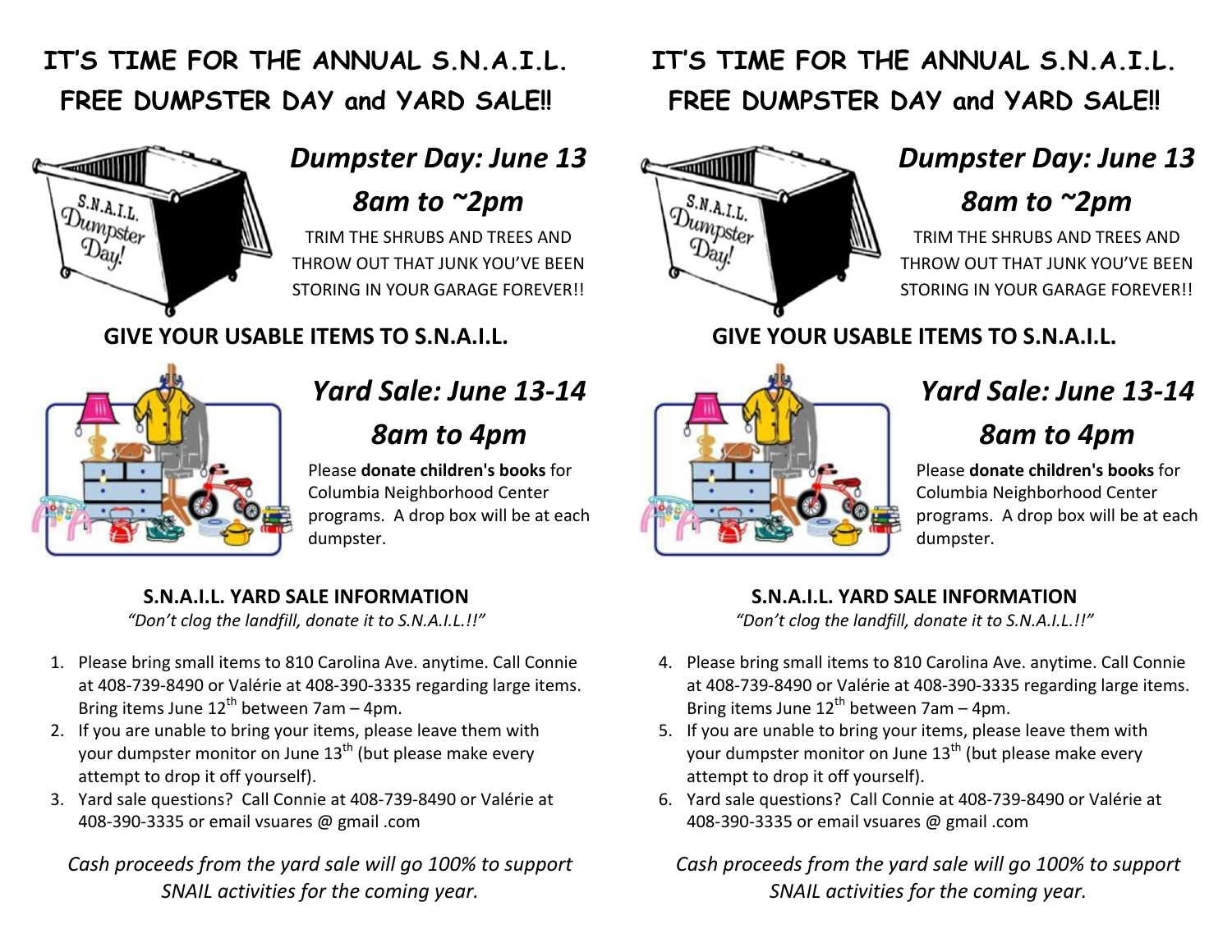# IT'S TIME FOR THE ANNUAL S.N.A.I.L. FREE DUMPSTER DAY and YARD SALE!!

## *Dumpster Day: June 13*

## *8am to ~2pm*

TRIM THE SHRUBS AND TREES AND THROW OUT THAT JUNK YOU'VE BEEN STORING IN YOUR GARAGE FOREVER!!

### GIVE YOUR USABLE ITEMS TO S.N.A.I.L.

## *Yard Sale: June 13-14*

## *8am to 4pm*

Please **donate children's books** for Columbia Neighborhood Center programs. A drop box will be at each dumpster.

### S.N.A.I.L. YARD SALE INFORMATION

*"Don't clog the landfill, donate it to S.N.A.I.L.!!"*

1. Please bring small items to 810 Carolina Ave. anytime. Call Connie at 408-739-8490 or Valérie at 408-390-3335 regarding large items. Bring items June 12th between 7am – 4pm.
2. If you are unable to bring your items, please leave them with your dumpster monitor on June 13th (but please make every attempt to drop it off yourself).
3. Yard sale questions? Call Connie at 408-739-8490 or Valérie at 408-390-3335 or email vsuares @ gmail .com

*Cash proceeds from the yard sale will go 100% to support SNAIL activities for the coming year.*

# IT'S TIME FOR THE ANNUAL S.N.A.I.L. FREE DUMPSTER DAY and YARD SALE!!

## *Dumpster Day: June 13*

## *8am to ~2pm*

TRIM THE SHRUBS AND TREES AND THROW OUT THAT JUNK YOU'VE BEEN STORING IN YOUR GARAGE FOREVER!!

### GIVE YOUR USABLE ITEMS TO S.N.A.I.L.

## *Yard Sale: June 13-14*

## *8am to 4pm*

Please **donate children's books** for Columbia Neighborhood Center programs. A drop box will be at each dumpster.

### S.N.A.I.L. YARD SALE INFORMATION

*"Don't clog the landfill, donate it to S.N.A.I.L.!!"*

4. Please bring small items to 810 Carolina Ave. anytime. Call Connie at 408-739-8490 or Valérie at 408-390-3335 regarding large items. Bring items June 12th between 7am – 4pm.
5. If you are unable to bring your items, please leave them with your dumpster monitor on June 13th (but please make every attempt to drop it off yourself).
6. Yard sale questions? Call Connie at 408-739-8490 or Valérie at 408-390-3335 or email vsuares @ gmail .com

*Cash proceeds from the yard sale will go 100% to support SNAIL activities for the coming year.*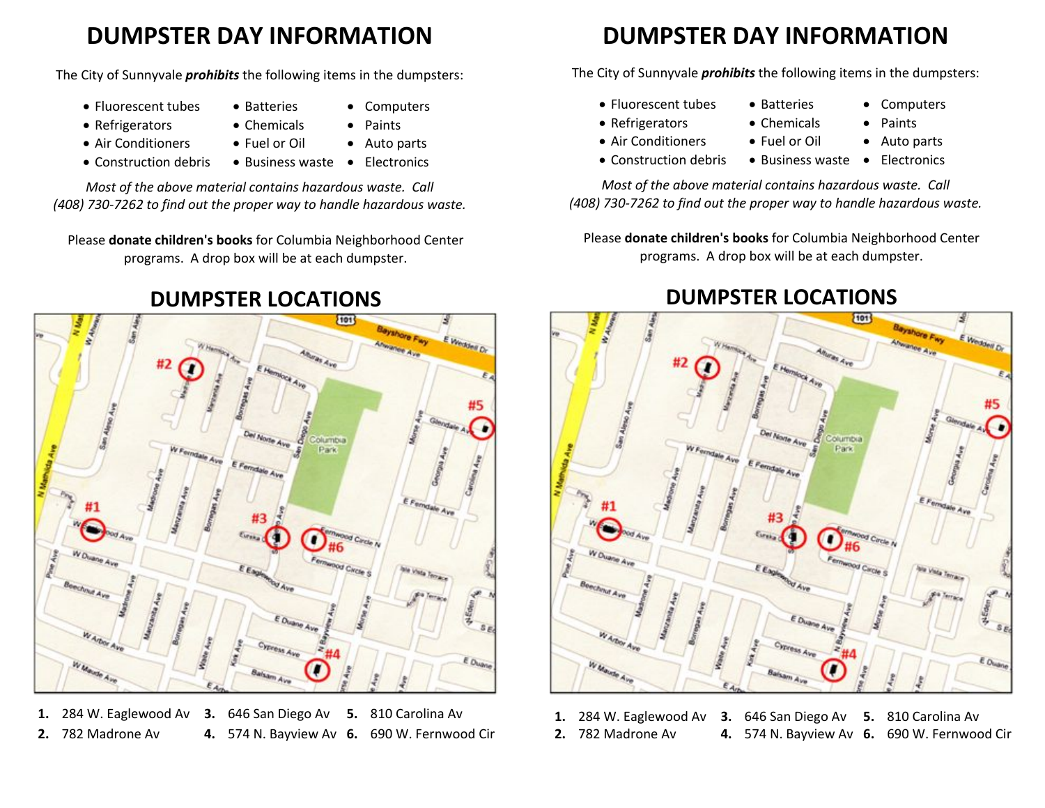# DUMPSTER DAY INFORMATION

The City of Sunnyvale ***prohibits*** the following items in the dumpsters:

- Fluorescent tubes
- Refrigerators
- Air Conditioners
- Construction debris
- Batteries
- Chemicals
- Fuel or Oil
- Business waste
- Computers
- Paints
- Auto parts
- Electronics

*Most of the above material contains hazardous waste. Call (408) 730-7262 to find out the proper way to handle hazardous waste.*

Please **donate children's books** for Columbia Neighborhood Center programs. A drop box will be at each dumpster.

## DUMPSTER LOCATIONS

1. 284 W. Eaglewood Av
2. 782 Madrone Av
3. 646 San Diego Av
4. 574 N. Bayview Av
5. 810 Carolina Av
6. 690 W. Fernwood Cir

# DUMPSTER DAY INFORMATION

The City of Sunnyvale ***prohibits*** the following items in the dumpsters:

- Fluorescent tubes
- Refrigerators
- Air Conditioners
- Construction debris
- Batteries
- Chemicals
- Fuel or Oil
- Business waste
- Computers
- Paints
- Auto parts
- Electronics

*Most of the above material contains hazardous waste. Call (408) 730-7262 to find out the proper way to handle hazardous waste.*

Please **donate children's books** for Columbia Neighborhood Center programs. A drop box will be at each dumpster.

## DUMPSTER LOCATIONS

1. 284 W. Eaglewood Av
2. 782 Madrone Av
3. 646 San Diego Av
4. 574 N. Bayview Av
5. 810 Carolina Av
6. 690 W. Fernwood Cir